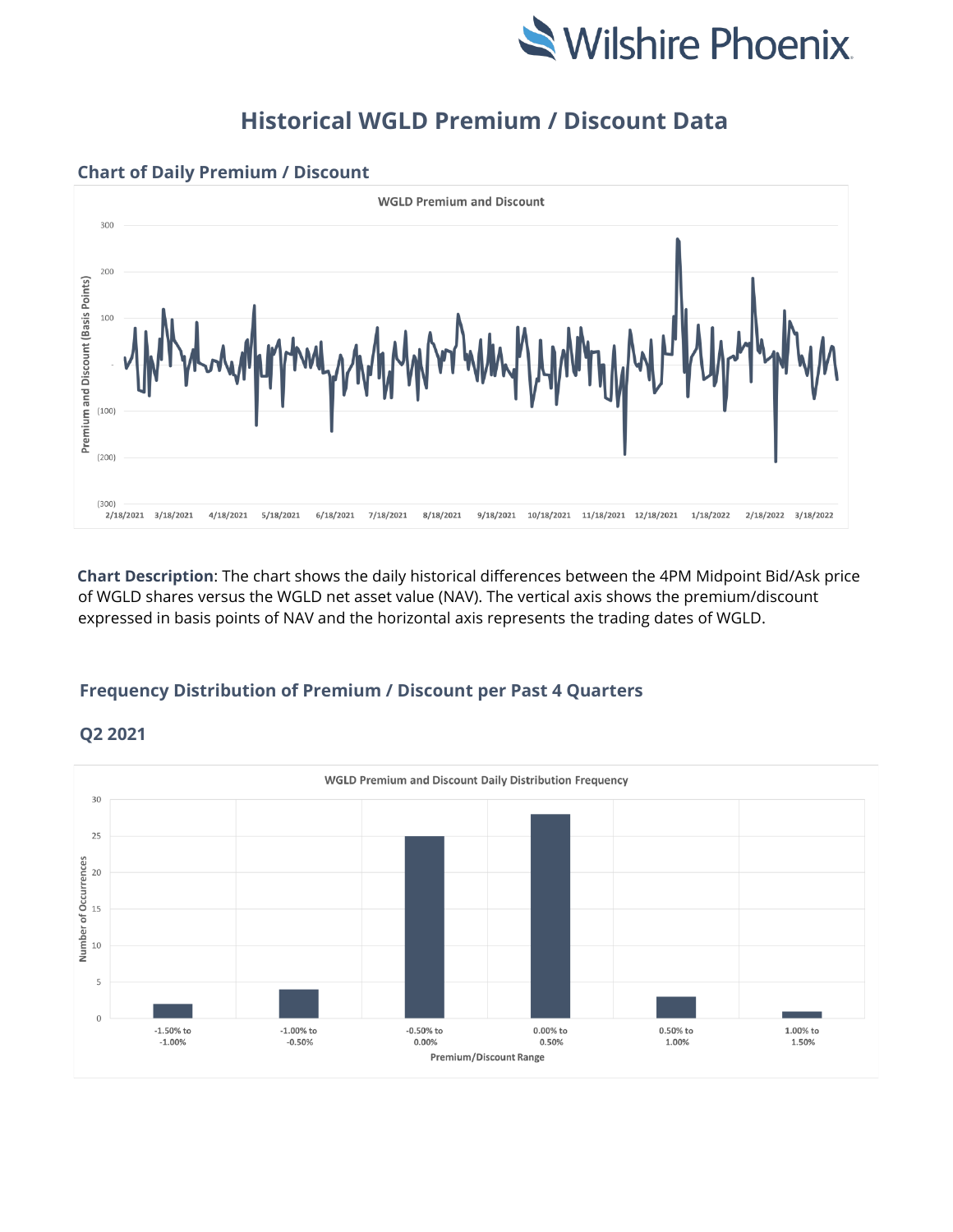# Historical WGLD Premium / Discount Data

## Chart of Daily Premium / Discount

**Chart Description**: The chart shows the daily historical differences between the 4PM Midpoint Bid/Ask price of WGLD shares versus the WGLD net asset value (NAV). The vertical axis shows the premium/discount expressed in basis points of NAV and the horizontal axis represents the trading dates of WGLD.

## Frequency Distribution of Premium / Discount per Past 4 Quarters

### Q2 2021

WGLD Premium and Discount Daily Distribution Frequency

| Premium/Discount Range | Number of Occurrences |
|---|---|
| -1.50% to -1.00% | 2 |
| -1.00% to -0.50% | 4 |
| -0.50% to 0.00% | 25 |
| 0.00% to 0.50% | 28 |
| 0.50% to 1.00% | 3 |
| 1.00% to 1.50% | 1 |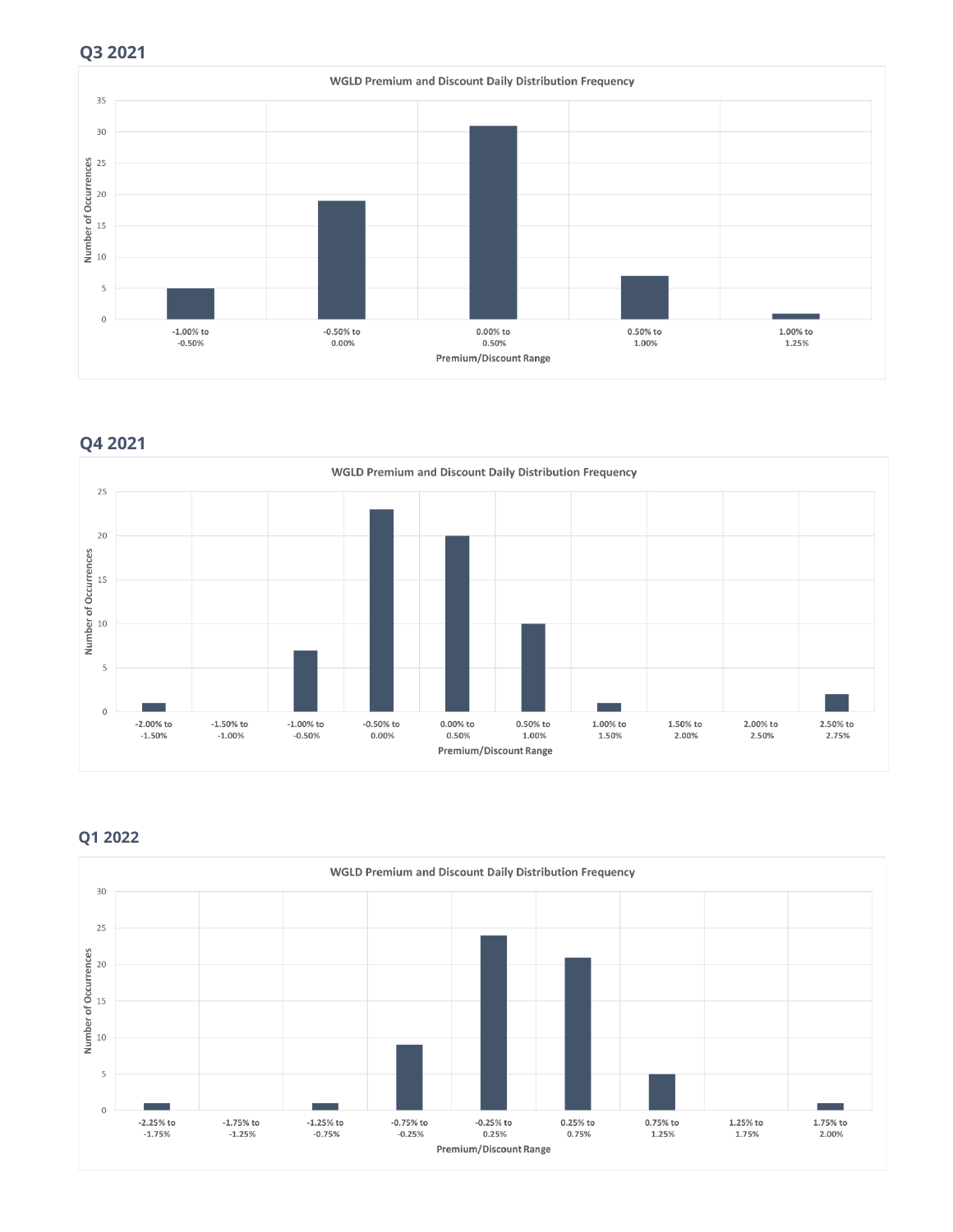## Q3 2021

**WGLD Premium and Discount Daily Distribution Frequency**

| Premium/Discount Range | Number of Occurrences |
|---|---|
| -1.00% to -0.50% | 5 |
| -0.50% to 0.00% | 19 |
| 0.00% to 0.50% | 31 |
| 0.50% to 1.00% | 7 |
| 1.00% to 1.25% | 1 |

## Q4 2021

**WGLD Premium and Discount Daily Distribution Frequency**

| Premium/Discount Range | Number of Occurrences |
|---|---|
| -2.00% to -1.50% | 1 |
| -1.50% to -1.00% | 0 |
| -1.00% to -0.50% | 7 |
| -0.50% to 0.00% | 23 |
| 0.00% to 0.50% | 20 |
| 0.50% to 1.00% | 10 |
| 1.00% to 1.50% | 1 |
| 1.50% to 2.00% | 0 |
| 2.00% to 2.50% | 0 |
| 2.50% to 2.75% | 2 |

## Q1 2022

**WGLD Premium and Discount Daily Distribution Frequency**

| Premium/Discount Range | Number of Occurrences |
|---|---|
| -2.25% to -1.75% | 1 |
| -1.75% to -1.25% | 0 |
| -1.25% to -0.75% | 1 |
| -0.75% to -0.25% | 9 |
| -0.25% to 0.25% | 24 |
| 0.25% to 0.75% | 21 |
| 0.75% to 1.25% | 5 |
| 1.25% to 1.75% | 0 |
| 1.75% to 2.00% | 1 |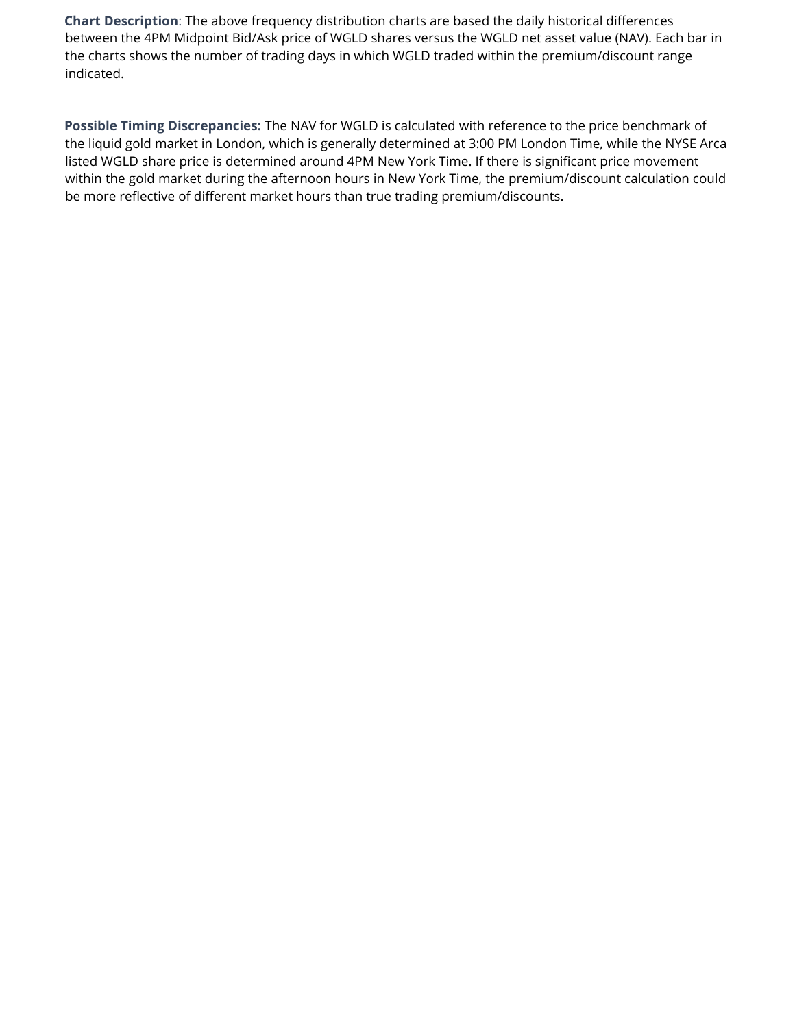**Chart Description**: The above frequency distribution charts are based the daily historical differences between the 4PM Midpoint Bid/Ask price of WGLD shares versus the WGLD net asset value (NAV). Each bar in the charts shows the number of trading days in which WGLD traded within the premium/discount range indicated.

**Possible Timing Discrepancies:** The NAV for WGLD is calculated with reference to the price benchmark of the liquid gold market in London, which is generally determined at 3:00 PM London Time, while the NYSE Arca listed WGLD share price is determined around 4PM New York Time. If there is significant price movement within the gold market during the afternoon hours in New York Time, the premium/discount calculation could be more reflective of different market hours than true trading premium/discounts.